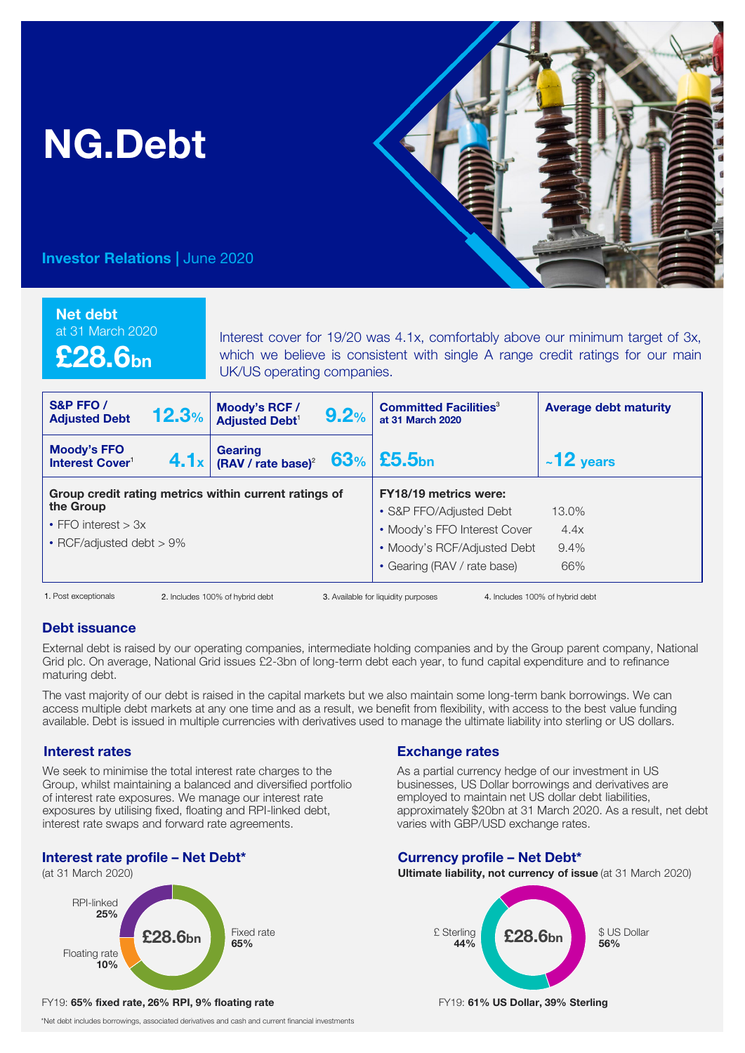# NG.Debt

**Investor Relations** | June 2020

**Net debt**
at 31 March 2020
**£28.6bn**

Interest cover for 19/20 was 4.1x, comfortably above our minimum target of 3x, which we believe is consistent with single A range credit ratings for our main UK/US operating companies.

| | | | | | |
|---|---|---|---|---|---|
| **S&P FFO / Adjusted Debt** | **12.3%** | **Moody's RCF / Adjusted Debt**[1] | **9.2%** | **Committed Facilities**[3] at 31 March 2020 | **Average debt maturity** |
| **Moody's FFO Interest Cover**[1] | **4.1x** | **Gearing (RAV / rate base)**[2] | **63%** | **£5.5bn** | **~12 years** |

**Group credit rating metrics within current ratings of the Group**
- FFO interest > 3x
- RCF/adjusted debt > 9%

**FY18/19 metrics were:**

| | |
|---|---|
| • S&P FFO/Adjusted Debt | 13.0% |
| • Moody's FFO Interest Cover | 4.4x |
| • Moody's RCF/Adjusted Debt | 9.4% |
| • Gearing (RAV / rate base) | 66% |

1. Post exceptionals
2. Includes 100% of hybrid debt
3. Available for liquidity purposes
4. Includes 100% of hybrid debt

## Debt issuance

External debt is raised by our operating companies, intermediate holding companies and by the Group parent company, National Grid plc. On average, National Grid issues £2-3bn of long-term debt each year, to fund capital expenditure and to refinance maturing debt.

The vast majority of our debt is raised in the capital markets but we also maintain some long-term bank borrowings. We can access multiple debt markets at any one time and as a result, we benefit from flexibility, with access to the best value funding available. Debt is issued in multiple currencies with derivatives used to manage the ultimate liability into sterling or US dollars.

### Interest rates

We seek to minimise the total interest rate charges to the Group, whilst maintaining a balanced and diversified portfolio of interest rate exposures. We manage our interest rate exposures by utilising fixed, floating and RPI-linked debt, interest rate swaps and forward rate agreements.

### Interest rate profile – Net Debt*

(at 31 March 2020)

£28.6bn

- RPI-linked **25%**
- Fixed rate **65%**
- Floating rate **10%**

FY19: **65% fixed rate, 26% RPI, 9% floating rate**

*Net debt includes borrowings, associated derivatives and cash and current financial investments

### Exchange rates

As a partial currency hedge of our investment in US businesses, US Dollar borrowings and derivatives are employed to maintain net US dollar debt liabilities, approximately $20bn at 31 March 2020. As a result, net debt varies with GBP/USD exchange rates.

### Currency profile – Net Debt*

**Ultimate liability, not currency of issue** (at 31 March 2020)

£28.6bn

- £ Sterling **44%**
- $ US Dollar **56%**

FY19: **61% US Dollar, 39% Sterling**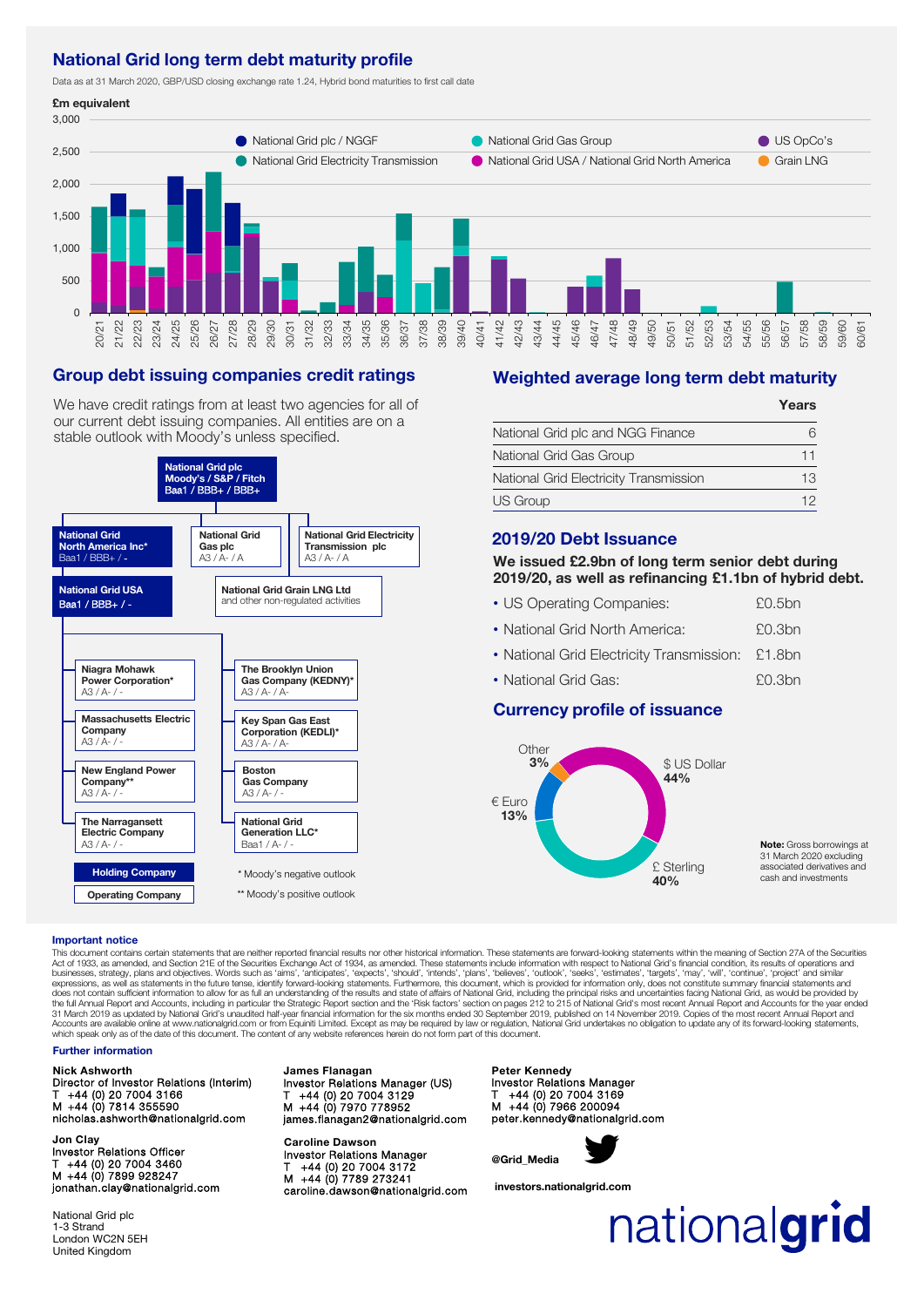## National Grid long term debt maturity profile

Data as at 31 March 2020, GBP/USD closing exchange rate 1.24, Hybrid bond maturities to first call date

£m equivalent

3,000
2,500
2,000
1,500
1,000
500
0

National Grid plc / NGGF
National Grid Electricity Transmission
National Grid Gas Group
National Grid USA / National Grid North America
US OpCo's
Grain LNG

20/21 21/22 22/23 23/24 24/25 25/26 26/27 27/28 28/29 29/30 30/31 31/32 32/33 33/34 34/35 35/36 36/37 37/38 38/39 39/40 40/41 41/42 42/43 43/44 44/45 45/46 46/47 47/48 48/49 49/50 50/51 51/52 52/53 53/54 54/55 55/56 56/57 57/58 58/59 59/60 60/61

## Group debt issuing companies credit ratings

We have credit ratings from at least two agencies for all of our current debt issuing companies. All entities are on a stable outlook with Moody's unless specified.

**National Grid plc**
**Moody's / S&P / Fitch**
**Baa1 / BBB+ / BBB+**

**National Grid North America Inc*** – Baa1 / BBB+ / -

**National Grid Gas plc** – A3 / A- / A

**National Grid Electricity Transmission plc** – A3 / A- / A

**National Grid USA** – Baa1 / BBB+ / -

**National Grid Grain LNG Ltd** – and other non-regulated activities

**Niagra Mohawk Power Corporation*** – A3 / A- / -

**Massachusetts Electric Company** – A3 / A- / -

**New England Power Company**** – A3 / A- / -

**The Narragansett Electric Company** – A3 / A- / -

**The Brooklyn Union Gas Company (KEDNY)*** – A3 / A- / A-

**Key Span Gas East Corporation (KEDLI)*** – A3 / A- / A-

**Boston Gas Company** – A3 / A- / -

**National Grid Generation LLC*** – Baa1 / A- / -

Holding Company

Operating Company

\* Moody's negative outlook

\*\* Moody's positive outlook

## Weighted average long term debt maturity

| | Years |
|---|---|
| National Grid plc and NGG Finance | 6 |
| National Grid Gas Group | 11 |
| National Grid Electricity Transmission | 13 |
| US Group | 12 |

## 2019/20 Debt Issuance

**We issued £2.9bn of long term senior debt during 2019/20, as well as refinancing £1.1bn of hybrid debt.**

- US Operating Companies: £0.5bn
- National Grid North America: £0.3bn
- National Grid Electricity Transmission: £1.8bn
- National Grid Gas: £0.3bn

## Currency profile of issuance

Other **3%**
$ US Dollar **44%**
€ Euro **13%**
£ Sterling **40%**

**Note:** Gross borrowings at 31 March 2020 excluding associated derivatives and cash and investments

### Important notice

This document contains certain statements that are neither reported financial results nor other historical information. These statements are forward-looking statements within the meaning of Section 27A of the Securities Act of 1933, as amended, and Section 21E of the Securities Exchange Act of 1934, as amended. These statements include information with respect to National Grid's financial condition, its results of operations and businesses, strategy, plans and objectives. Words such as 'aims', 'anticipates', 'expects', 'should', 'intends', 'plans', 'believes', 'outlook', 'seeks', 'estimates', 'targets', 'may', 'will', 'continue', 'project' and similar expressions, as well as statements in the future tense, identify forward-looking statements. Furthermore, this document, which is provided for information only, does not constitute summary financial statements and does not contain sufficient information to allow for as full an understanding of the results and state of affairs of National Grid, including the principal risks and uncertainties facing National Grid, as would be provided by the full Annual Report and Accounts, including in particular the Strategic Report section and the 'Risk factors' section on pages 212 to 215 of National Grid's most recent Annual Report and Accounts for the year ended 31 March 2019 as updated by National Grid's unaudited half-year financial information for the six months ended 30 September 2019, published on 14 November 2019. Copies of the most recent Annual Report and Accounts are available online at www.nationalgrid.com or from Equiniti Limited. Except as may be required by law or regulation, National Grid undertakes no obligation to update any of its forward-looking statements, which speak only as of the date of this document. The content of any website references herein do not form part of this document.

### Further information

**Nick Ashworth**
Director of Investor Relations (Interim)
T +44 (0) 20 7004 3166
M +44 (0) 7814 355590
nicholas.ashworth@nationalgrid.com

**Jon Clay**
Investor Relations Officer
T +44 (0) 20 7004 3460
M +44 (0) 7899 928247
jonathan.clay@nationalgrid.com

National Grid plc
1-3 Strand
London WC2N 5EH
United Kingdom

**James Flanagan**
Investor Relations Manager (US)
T +44 (0) 20 7004 3129
M +44 (0) 7970 778952
james.flanagan2@nationalgrid.com

**Caroline Dawson**
Investor Relations Manager
T +44 (0) 20 7004 3172
M +44 (0) 7789 273241
caroline.dawson@nationalgrid.com

**Peter Kennedy**
Investor Relations Manager
T +44 (0) 20 7004 3169
M +44 (0) 7966 200094
peter.kennedy@nationalgrid.com

@Grid_Media

investors.nationalgrid.com

nationalgrid